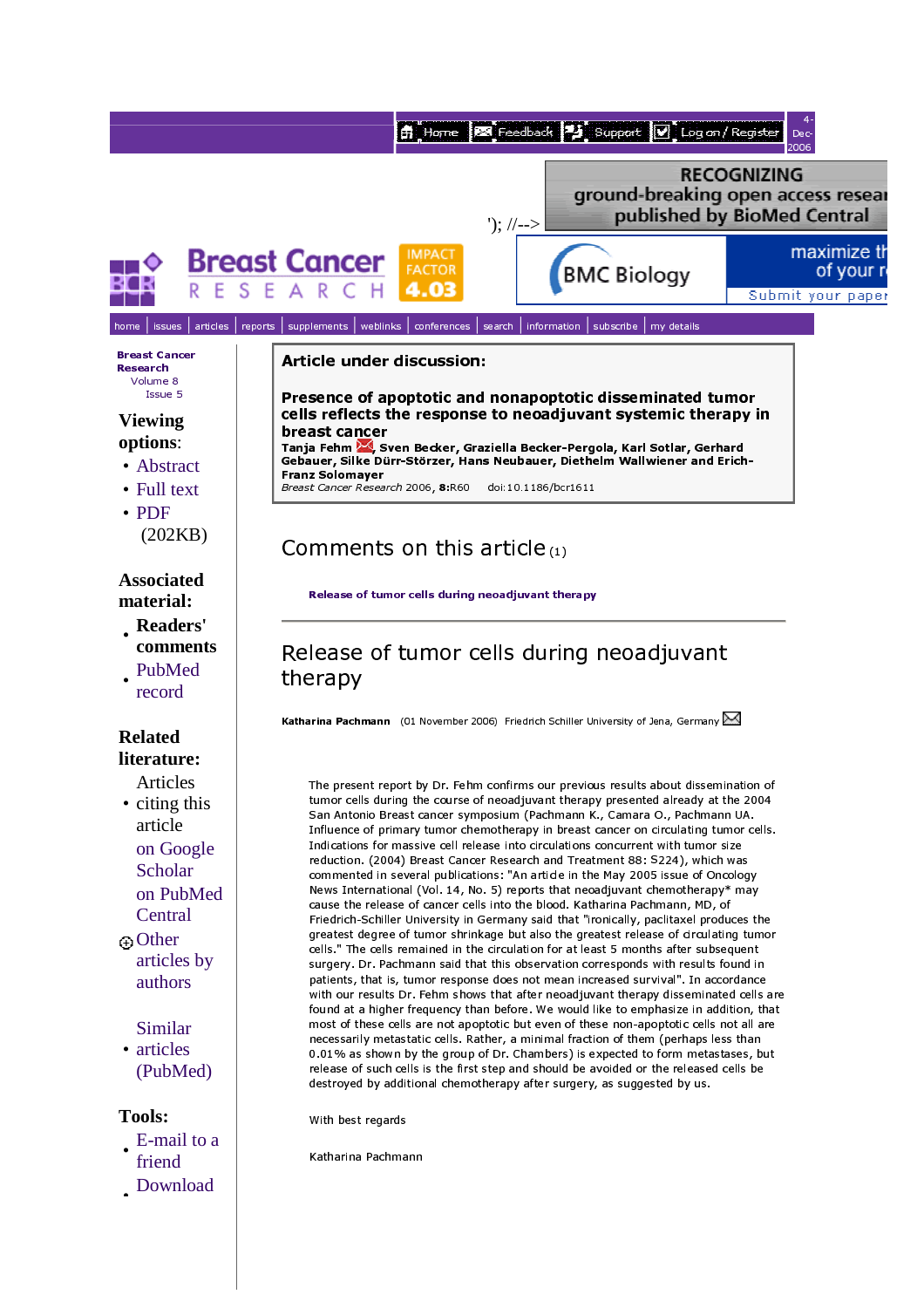## Article under discussion:

**Presence of apoptotic and nonapoptotic disseminated tumor cells reflects the response to neoadjuvant systemic therapy in breast cancer**

**Tanja Fehm, Sven Becker, Graziella Becker-Pergola, Karl Sotlar, Gerhard Gebauer, Silke Dürr-Störzer, Hans Neubauer, Diethelm Wallwiener and Erich-Franz Solomayer**

*Breast Cancer Research* 2006, **8**:R60 doi:10.1186/bcr1611

## Comments on this article (1)

Release of tumor cells during neoadjuvant therapy

## Release of tumor cells during neoadjuvant therapy

**Katharina Pachmann** (01 November 2006) Friedrich Schiller University of Jena, Germany

The present report by Dr. Fehm confirms our previous results about dissemination of tumor cells during the course of neoadjuvant therapy presented already at the 2004 San Antonio Breast cancer symposium (Pachmann K., Camara O., Pachmann UA. Influence of primary tumor chemotherapy in breast cancer on circulating tumor cells. Indications for massive cell release into circulations concurrent with tumor size reduction. (2004) Breast Cancer Research and Treatment 88: S224), which was commented in several publications: "An article in the May 2005 issue of Oncology News International (Vol. 14, No. 5) reports that neoadjuvant chemotherapy* may cause the release of cancer cells into the blood. Katharina Pachmann, MD, of Friedrich-Schiller University in Germany said that "ironically, paclitaxel produces the greatest degree of tumor shrinkage but also the greatest release of circulating tumor cells." The cells remained in the circulation for at least 5 months after subsequent surgery. Dr. Pachmann said that this observation corresponds with results found in patients, that is, tumor response does not mean increased survival". In accordance with our results Dr. Fehm shows that after neoadjuvant therapy disseminated cells are found at a higher frequency than before. We would like to emphasize in addition, that most of these cells are not apoptotic but even of these non-apoptotic cells not all are necessarily metastatic cells. Rather, a minimal fraction of them (perhaps less than 0.01% as shown by the group of Dr. Chambers) is expected to form metastases, but release of such cells is the first step and should be avoided or the released cells be destroyed by additional chemotherapy after surgery, as suggested by us.

With best regards

Katharina Pachmann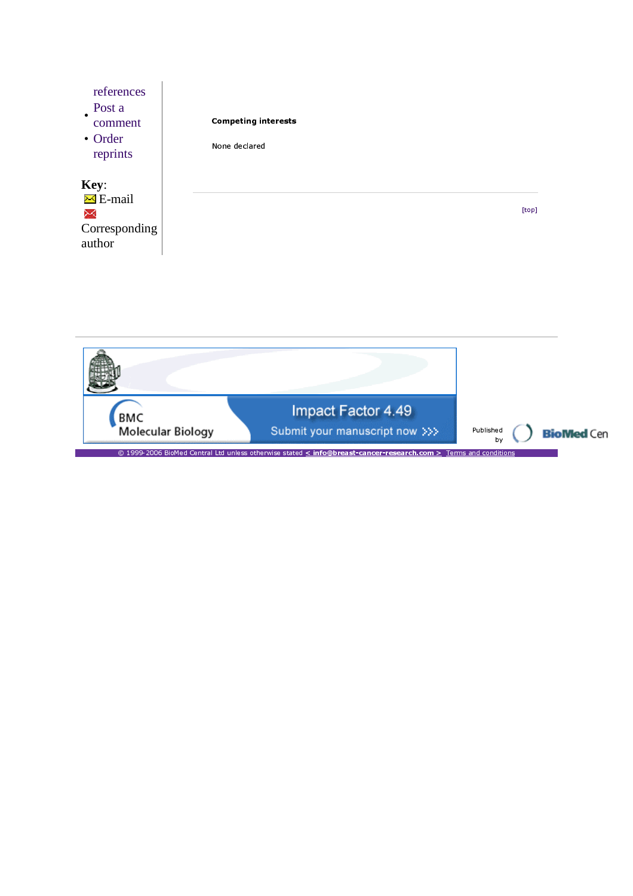- references
- Post a comment
- Order reprints

**Key**:
E-mail
Corresponding author

**Competing interests**

None declared

[top]

BMC Molecular Biology
Impact Factor 4.49
Submit your manuscript now >>>

Published by BioMed Cen

© 1999-2006 BioMed Central Ltd unless otherwise stated < info@breast-cancer-research.com > Terms and conditions